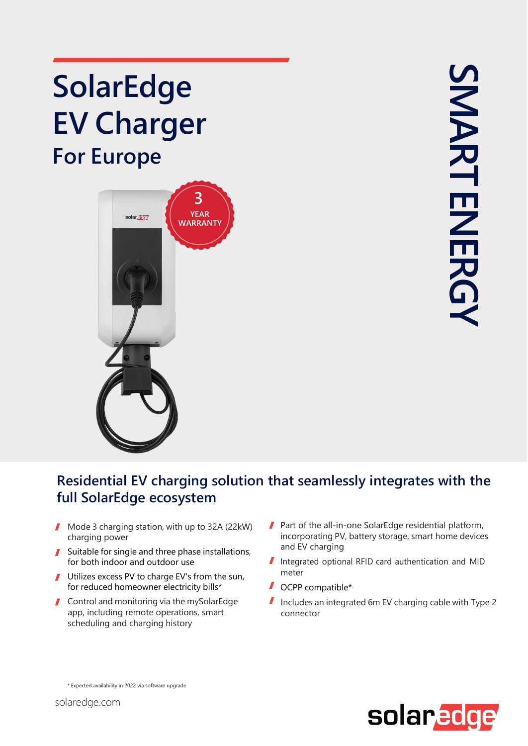# SolarEdge EV Charger
## For Europe

3 YEAR WARRANTY

SMART ENERGY

## Residential EV charging solution that seamlessly integrates with the full SolarEdge ecosystem

- Mode 3 charging station, with up to 32A (22kW) charging power
- Suitable for single and three phase installations, for both indoor and outdoor use
- Utilizes excess PV to charge EV's from the sun, for reduced homeowner electricity bills*
- Control and monitoring via the mySolarEdge app, including remote operations, smart scheduling and charging history
- Part of the all-in-one SolarEdge residential platform, incorporating PV, battery storage, smart home devices and EV charging
- Integrated optional RFID card authentication and MID meter
- OCPP compatible*
- Includes an integrated 6m EV charging cable with Type 2 connector

* Expected availability in 2022 via software upgrade

solaredge.com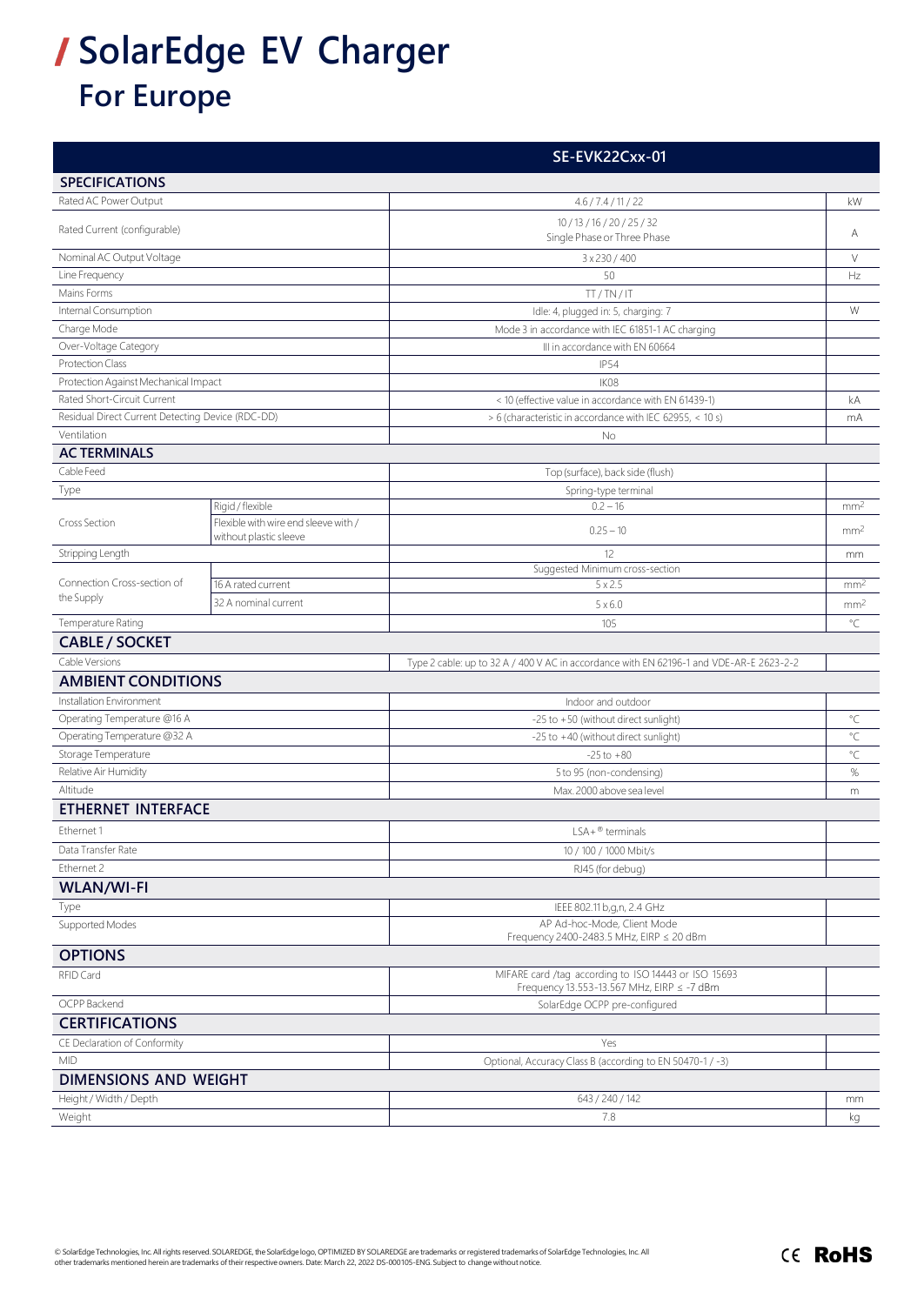// SolarEdge EV Charger
## For Europe

| | | SE-EVK22Cxx-01 | |
|---|---|---|---|
| **SPECIFICATIONS** | | | |
| Rated AC Power Output | | 4.6 / 7.4 / 11 / 22 | kW |
| Rated Current (configurable) | | 10 / 13 / 16 / 20 / 25 / 32<br>Single Phase or Three Phase | A |
| Nominal AC Output Voltage | | 3 x 230 / 400 | V |
| Line Frequency | | 50 | Hz |
| Mains Forms | | TT / TN / IT | |
| Internal Consumption | | Idle: 4, plugged in: 5, charging: 7 | W |
| Charge Mode | | Mode 3 in accordance with IEC 61851-1 AC charging | |
| Over-Voltage Category | | III in accordance with EN 60664 | |
| Protection Class | | IP54 | |
| Protection Against Mechanical Impact | | IK08 | |
| Rated Short-Circuit Current | | < 10 (effective value in accordance with EN 61439-1) | kA |
| Residual Direct Current Detecting Device (RDC-DD) | | > 6 (characteristic in accordance with IEC 62955, < 10 s) | mA |
| Ventilation | | No | |
| **AC TERMINALS** | | | |
| Cable Feed | | Top (surface), back side (flush) | |
| Type | | Spring-type terminal | |
| Cross Section | Rigid / flexible | 0.2 – 16 | $mm^2$ |
| | Flexible with wire end sleeve with / without plastic sleeve | 0.25 – 10 | $mm^2$ |
| Stripping Length | | 12 | mm |
| Connection Cross-section of the Supply | | Suggested Minimum cross-section | |
| | 16 A rated current | 5 x 2.5 | $mm^2$ |
| | 32 A nominal current | 5 x 6.0 | $mm^2$ |
| Temperature Rating | | 105 | °C |
| **CABLE / SOCKET** | | | |
| Cable Versions | | Type 2 cable: up to 32 A / 400 V AC in accordance with EN 62196-1 and VDE-AR-E 2623-2-2 | |
| **AMBIENT CONDITIONS** | | | |
| Installation Environment | | Indoor and outdoor | |
| Operating Temperature @16 A | | -25 to +50 (without direct sunlight) | °C |
| Operating Temperature @32 A | | -25 to +40 (without direct sunlight) | °C |
| Storage Temperature | | -25 to +80 | °C |
| Relative Air Humidity | | 5 to 95 (non-condensing) | % |
| Altitude | | Max. 2000 above sea level | m |
| **ETHERNET INTERFACE** | | | |
| Ethernet 1 | | LSA+® terminals | |
| Data Transfer Rate | | 10 / 100 / 1000 Mbit/s | |
| Ethernet 2 | | RJ45 (for debug) | |
| **WLAN/WI-FI** | | | |
| Type | | IEEE 802.11 b,g,n, 2.4 GHz | |
| Supported Modes | | AP Ad-hoc-Mode, Client Mode<br>Frequency 2400-2483.5 MHz, EIRP ≤ 20 dBm | |
| **OPTIONS** | | | |
| RFID Card | | MIFARE card /tag according to ISO 14443 or ISO 15693<br>Frequency 13.553-13.567 MHz, EIRP ≤ -7 dBm | |
| OCPP Backend | | SolarEdge OCPP pre-configured | |
| **CERTIFICATIONS** | | | |
| CE Declaration of Conformity | | Yes | |
| MID | | Optional, Accuracy Class B (according to EN 50470-1 / -3) | |
| **DIMENSIONS AND WEIGHT** | | | |
| Height / Width / Depth | | 643 / 240 / 142 | mm |
| Weight | | 7.8 | kg |

© SolarEdge Technologies, Inc. All rights reserved. SOLAREDGE, the SolarEdge logo, OPTIMIZED BY SOLAREDGE are trademarks or registered trademarks of SolarEdge Technologies, Inc. All other trademarks mentioned herein are trademarks of their respective owners. Date: March 22, 2022 DS-000105-ENG. Subject to change without notice.

CE RoHS